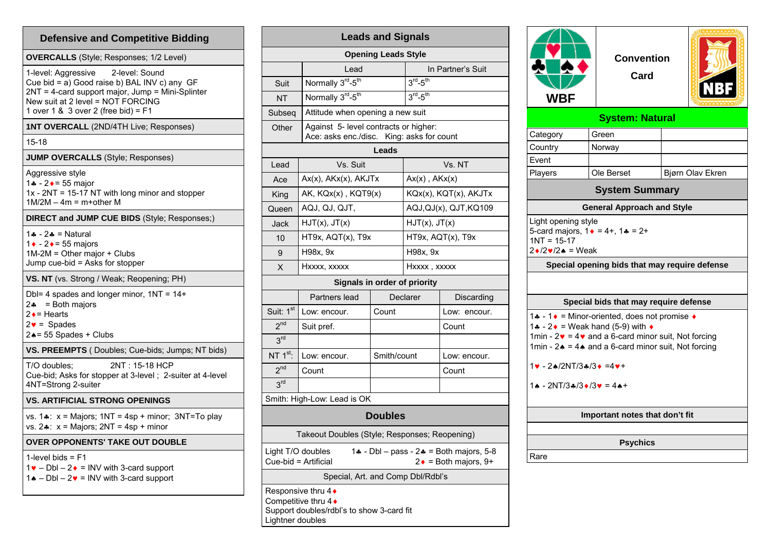## Defensive and Competitive Bidding

**OVERCALLS** (Style; Responses; 1/2 Level)

1-level: Aggressive 2-level: Sound
Cue bid = a) Good raise b) BAL INV c) any GF
2NT = 4-card support major, Jump = Mini-Splinter
New suit at 2 level = NOT FORCING
1 over 1 & 3 over 2 (free bid) = F1

**1NT OVERCALL** (2ND/4TH Live; Responses)

15-18

**JUMP OVERCALLS** (Style; Responses)

Aggressive style
1♣ - 2♦= 55 major
1x - 2NT = 15-17 NT with long minor and stopper
1M/2M – 4m = m+other M

**DIRECT and JUMP CUE BIDS** (Style; Responses;)

1♣ - 2♣ = Natural
1♦ - 2♦= 55 majors
1M-2M = Other major + Clubs
Jump cue-bid = Asks for stopper

**VS. NT** (vs. Strong / Weak; Reopening; PH)

Dbl= 4 spades and longer minor, 1NT = 14+
2♣ = Both majors
2♦= Hearts
2♥ = Spades
2♠= 55 Spades + Clubs

**VS. PREEMPTS** ( Doubles; Cue-bids; Jumps; NT bids)

T/O doubles; 2NT : 15-18 HCP
Cue-bid; Asks for stopper at 3-level ; 2-suiter at 4-level
4NT=Strong 2-suiter

**VS. ARTIFICIAL STRONG OPENINGS**

vs. 1♣: x = Majors; 1NT = 4sp + minor; 3NT=To play
vs. 2♣: x = Majors; 2NT = 4sp + minor

**OVER OPPONENTS' TAKE OUT DOUBLE**

1-level bids = F1
1♥ – Dbl – 2♦ = INV with 3-card support
1♠ – Dbl – 2♥ = INV with 3-card support

## Leads and Signals

**Opening Leads Style**

| | Lead | In Partner's Suit |
|---|---|---|
| Suit | Normally 3rd-5th | 3rd-5th |
| NT | Normally 3rd-5th | 3rd-5th |
| Subseq | Attitude when opening a new suit | |
| Other | Against 5- level contracts or higher: Ace: asks enc./disc. King: asks for count | |

**Leads**

| Lead | Vs. Suit | Vs. NT |
|---|---|---|
| Ace | Ax(x), AKx(x), AKJTx | Ax(x) , AKx(x) |
| King | AK, KQx(x) , KQT9(x) | KQx(x), KQT(x), AKJTx |
| Queen | AQJ, QJ, QJT, | AQJ,QJ(x), QJT,KQ109 |
| Jack | HJT(x), JT(x) | HJT(x), JT(x) |
| 10 | HT9x, AQT(x), T9x | HT9x, AQT(x), T9x |
| 9 | H98x, 9x | H98x, 9x |
| X | Hxxxx, xxxxx | Hxxxx , xxxxx |

**Signals in order of priority**

| | Partners lead | Declarer | Discarding |
|---|---|---|---|
| Suit: 1st | Low: encour. | Count | Low: encour. |
| 2nd | Suit pref. | | Count |
| 3rd | | | |
| NT 1st: | Low: encour. | Smith/count | Low: encour. |
| 2nd | Count | | Count |
| 3rd | | | |

Smith: High-Low: Lead is OK

## Doubles

**Takeout Doubles (Style; Responses; Reopening)**

Light T/O doubles
Cue-bid = Artificial
1♣ - Dbl – pass - 2♣ = Both majors, 5-8
2♦ = Both majors, 9+

**Special, Art. and Comp Dbl/Rdbl's**

Responsive thru 4♦
Competitive thru 4♦
Support doubles/rdbl's to show 3-card fit
Lightner doubles

## WBF Convention Card — NBF

**System: Natural**

| | | |
|---|---|---|
| Category | Green | |
| Country | Norway | |
| Event | | |
| Players | Ole Berset | Bjørn Olav Ekren |

### System Summary

**General Approach and Style**

Light opening style
5-card majors, 1♦ = 4+, 1♣ = 2+
1NT = 15-17
2♦/2♥/2♠ = Weak

**Special opening bids that may require defense**

**Special bids that may require defense**

1♣ - 1♦ = Minor-oriented, does not promise ♦
1♣ - 2♦ = Weak hand (5-9) with ♦
1min - 2♥ = 4♥ and a 6-card minor suit, Not forcing
1min - 2♠ = 4♠ and a 6-card minor suit, Not forcing

1♥ - 2♠/2NT/3♣/3♦ =4♥+

1♠ - 2NT/3♣/3♦/3♥ = 4♠+

**Important notes that don't fit**

**Psychics**

Rare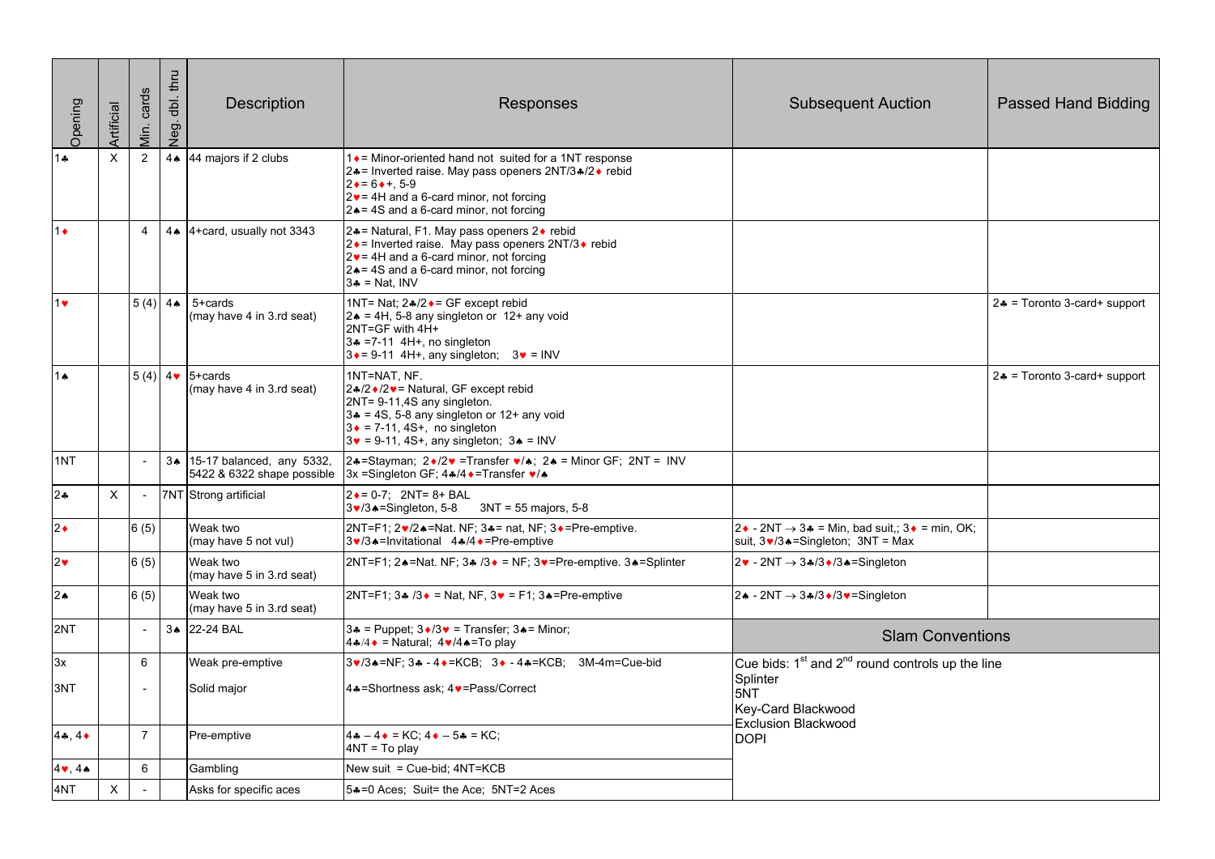| Opening | Artificial | Min. cards | Neg. dbl. thru | Description | Responses | Subsequent Auction | Passed Hand Bidding |
|---|---|---|---|---|---|---|---|
| 1♣ | X | 2 | 4♠ | 44 majors if 2 clubs | 1♦= Minor-oriented hand not suited for a 1NT response<br>2♣= Inverted raise. May pass openers 2NT/3♣/2♦ rebid<br>2♦= 6♦+, 5-9<br>2♥= 4H and a 6-card minor, not forcing<br>2♠= 4S and a 6-card minor, not forcing | | |
| 1♦ | | 4 | 4♠ | 4+card, usually not 3343 | 2♣= Natural, F1. May pass openers 2♦ rebid<br>2♦= Inverted raise. May pass openers 2NT/3♦ rebid<br>2♥= 4H and a 6-card minor, not forcing<br>2♠= 4S and a 6-card minor, not forcing<br>3♣ = Nat, INV | | |
| 1♥ | | 5 (4) | 4♠ | 5+cards<br>(may have 4 in 3.rd seat) | 1NT= Nat; 2♣/2♦= GF except rebid<br>2♠ = 4H, 5-8 any singleton or 12+ any void<br>2NT=GF with 4H+<br>3♣ =7-11 4H+, no singleton<br>3♦= 9-11 4H+, any singleton; 3♥ = INV | | 2♣ = Toronto 3-card+ support |
| 1♠ | | 5 (4) | 4♥ | 5+cards<br>(may have 4 in 3.rd seat) | 1NT=NAT, NF.<br>2♣/2♦/2♥= Natural, GF except rebid<br>2NT= 9-11,4S any singleton.<br>3♣ = 4S, 5-8 any singleton or 12+ any void<br>3♦ = 7-11, 4S+, no singleton<br>3♥ = 9-11, 4S+, any singleton; 3♠ = INV | | 2♣ = Toronto 3-card+ support |
| 1NT | | - | 3♠ | 15-17 balanced, any 5332, 5422 & 6322 shape possible | 2♣=Stayman; 2♦/2♥ =Transfer ♥/♠; 2♠ = Minor GF; 2NT = INV<br>3x =Singleton GF; 4♣/4♦=Transfer ♥/♠ | | |
| 2♣ | X | - | 7NT | Strong artificial | 2♦= 0-7; 2NT= 8+ BAL<br>3♥/3♠=Singleton, 5-8 3NT = 55 majors, 5-8 | | |
| 2♦ | | 6 (5) | | Weak two<br>(may have 5 not vul) | 2NT=F1; 2♥/2♠=Nat. NF; 3♣= nat, NF; 3♦=Pre-emptive.<br>3♥/3♠=Invitational 4♣/4♦=Pre-emptive | 2♦ - 2NT → 3♣ = Min, bad suit,; 3♦ = min, OK; suit, 3♥/3♠=Singleton; 3NT = Max | |
| 2♥ | | 6 (5) | | Weak two<br>(may have 5 in 3.rd seat) | 2NT=F1; 2♠=Nat. NF; 3♣ /3♦ = NF; 3♥=Pre-emptive. 3♠=Splinter | 2♥ - 2NT → 3♣/3♦/3♠=Singleton | |
| 2♠ | | 6 (5) | | Weak two<br>(may have 5 in 3.rd seat) | 2NT=F1; 3♣ /3♦ = Nat, NF, 3♥ = F1; 3♠=Pre-emptive | 2♠ - 2NT → 3♣/3♦/3♥=Singleton | |
| 2NT | | - | 3♠ | 22-24 BAL | 3♣ = Puppet; 3♦/3♥ = Transfer; 3♠= Minor;<br>4♣/4♦ = Natural; 4♥/4♠=To play | **Slam Conventions** | |
| 3x | | 6 | | Weak pre-emptive | 3♥/3♠=NF; 3♣ - 4♦=KCB; 3♦ - 4♣=KCB; 3M-4m=Cue-bid | Cue bids: 1st and 2nd round controls up the line<br>Splinter<br>5NT<br>Key-Card Blackwood<br>Exclusion Blackwood<br>DOPI | |
| 3NT | | - | | Solid major | 4♣=Shortness ask; 4♥=Pass/Correct | | |
| 4♣, 4♦ | | 7 | | Pre-emptive | 4♣ – 4♦ = KC; 4♦ – 5♣ = KC;<br>4NT = To play | | |
| 4♥, 4♠ | | 6 | | Gambling | New suit = Cue-bid; 4NT=KCB | | |
| 4NT | X | - | | Asks for specific aces | 5♣=0 Aces; Suit= the Ace; 5NT=2 Aces | | |